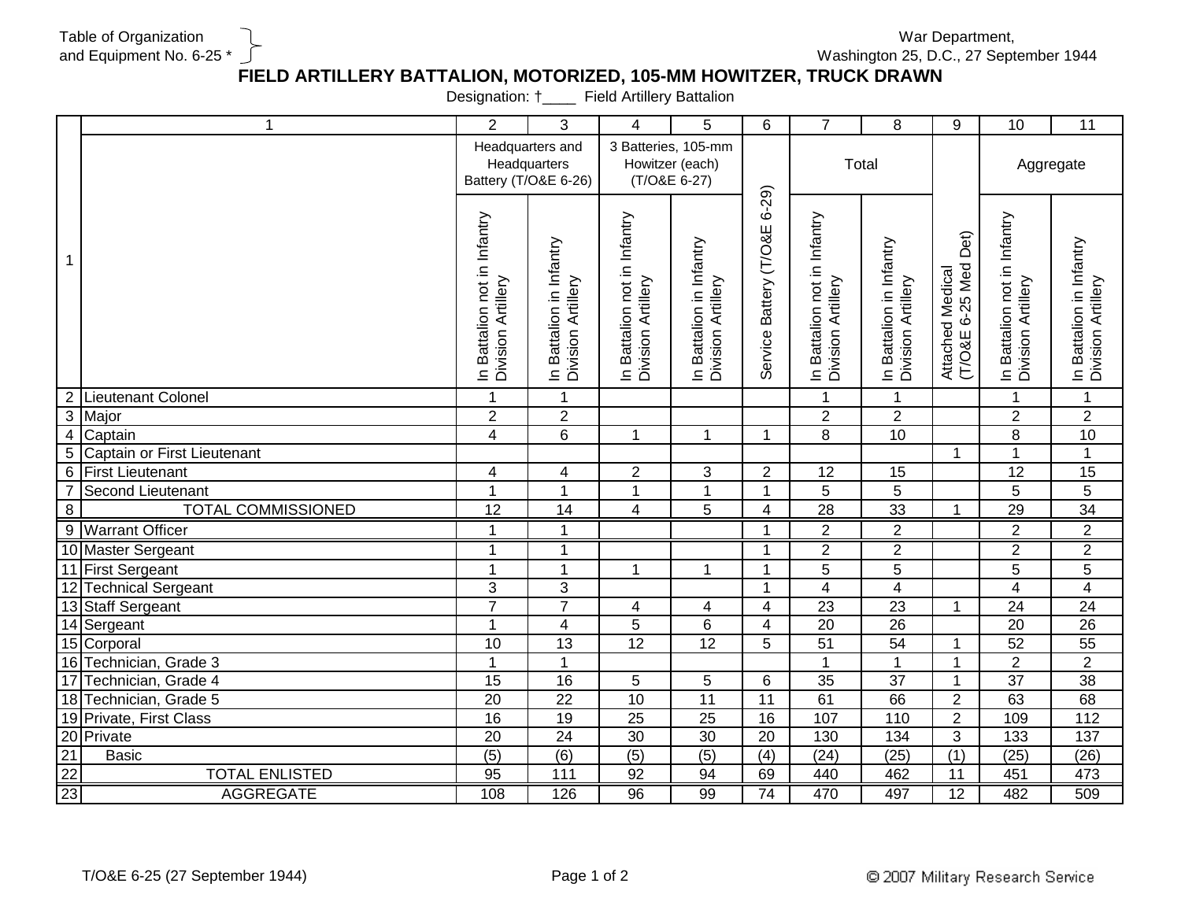Table of Organization and Equipment No. 6-25 *

War Department,
Washington 25, D.C., 27 September 1944

# FIELD ARTILLERY BATTALION, MOTORIZED, 105-MM HOWITZER, TRUCK DRAWN

Designation: †____ Field Artillery Battalion

| | 1 | 2 | 3 | 4 | 5 | 6 | 7 | 8 | 9 | 10 | 11 |
|---|---|---|---|---|---|---|---|---|---|---|---|
| | | Headquarters and Headquarters Battery (T/O&E 6-26) | | 3 Batteries, 105-mm Howitzer (each) (T/O&E 6-27) | | Service Battery (T/O&E 6-29) | Total | | Attached Medical (T/O&E 6-25 Med Det) | Aggregate | |
| 1 | | In Battalion not in Infantry Division Artillery | In Battalion in Infantry Division Artillery | In Battalion not in Infantry Division Artillery | In Battalion in Infantry Division Artillery | | In Battalion not in Infantry Division Artillery | In Battalion in Infantry Division Artillery | | In Battalion not in Infantry Division Artillery | In Battalion in Infantry Division Artillery |
| 2 | Lieutenant Colonel | 1 | 1 | | | | 1 | 1 | | 1 | 1 |
| 3 | Major | 2 | 2 | | | | 2 | 2 | | 2 | 2 |
| 4 | Captain | 4 | 6 | 1 | 1 | 1 | 8 | 10 | | 8 | 10 |
| 5 | Captain or First Lieutenant | | | | | | | | 1 | 1 | 1 |
| 6 | First Lieutenant | 4 | 4 | 2 | 3 | 2 | 12 | 15 | | 12 | 15 |
| 7 | Second Lieutenant | 1 | 1 | 1 | 1 | 1 | 5 | 5 | | 5 | 5 |
| 8 | TOTAL COMMISSIONED | 12 | 14 | 4 | 5 | 4 | 28 | 33 | 1 | 29 | 34 |
| 9 | Warrant Officer | 1 | 1 | | | 1 | 2 | 2 | | 2 | 2 |
| 10 | Master Sergeant | 1 | 1 | | | 1 | 2 | 2 | | 2 | 2 |
| 11 | First Sergeant | 1 | 1 | 1 | 1 | 1 | 5 | 5 | | 5 | 5 |
| 12 | Technical Sergeant | 3 | 3 | | | 1 | 4 | 4 | | 4 | 4 |
| 13 | Staff Sergeant | 7 | 7 | 4 | 4 | 4 | 23 | 23 | 1 | 24 | 24 |
| 14 | Sergeant | 1 | 4 | 5 | 6 | 4 | 20 | 26 | | 20 | 26 |
| 15 | Corporal | 10 | 13 | 12 | 12 | 5 | 51 | 54 | 1 | 52 | 55 |
| 16 | Technician, Grade 3 | 1 | 1 | | | | 1 | 1 | 1 | 2 | 2 |
| 17 | Technician, Grade 4 | 15 | 16 | 5 | 5 | 6 | 35 | 37 | 1 | 37 | 38 |
| 18 | Technician, Grade 5 | 20 | 22 | 10 | 11 | 11 | 61 | 66 | 2 | 63 | 68 |
| 19 | Private, First Class | 16 | 19 | 25 | 25 | 16 | 107 | 110 | 2 | 109 | 112 |
| 20 | Private | 20 | 24 | 30 | 30 | 20 | 130 | 134 | 3 | 133 | 137 |
| 21 | Basic | (5) | (6) | (5) | (5) | (4) | (24) | (25) | (1) | (25) | (26) |
| 22 | TOTAL ENLISTED | 95 | 111 | 92 | 94 | 69 | 440 | 462 | 11 | 451 | 473 |
| 23 | AGGREGATE | 108 | 126 | 96 | 99 | 74 | 470 | 497 | 12 | 482 | 509 |

T/O&E 6-25 (27 September 1944)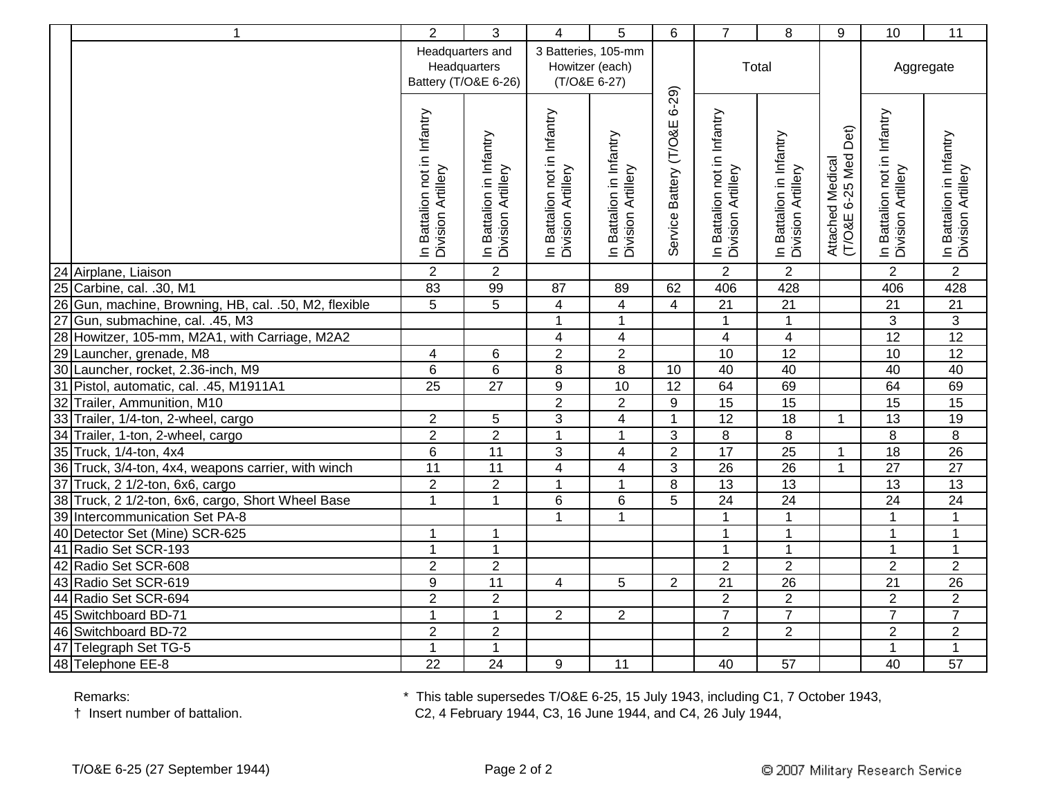| | 1 | 2 | 3 | 4 | 5 | 6 | 7 | 8 | 9 | 10 | 11 |
|---|---|---|---|---|---|---|---|---|---|---|---|
| | | Headquarters and Headquarters Battery (T/O&E 6-26) | | 3 Batteries, 105-mm Howitzer (each) (T/O&E 6-27) | | Service Battery (T/O&E 6-29) | Total | | Attached Medical (T/O&E 6-25 Med Det) | Aggregate | |
| | | In Battalion not in Infantry Division Artillery | In Battalion in Infantry Division Artillery | In Battalion not in Infantry Division Artillery | In Battalion in Infantry Division Artillery | | In Battalion not in Infantry Division Artillery | In Battalion in Infantry Division Artillery | | In Battalion not in Infantry Division Artillery | In Battalion in Infantry Division Artillery |
| 24 | Airplane, Liaison | 2 | 2 | | | | 2 | 2 | | 2 | 2 |
| 25 | Carbine, cal. .30, M1 | 83 | 99 | 87 | 89 | 62 | 406 | 428 | | 406 | 428 |
| 26 | Gun, machine, Browning, HB, cal. .50, M2, flexible | 5 | 5 | 4 | 4 | 4 | 21 | 21 | | 21 | 21 |
| 27 | Gun, submachine, cal. .45, M3 | | | 1 | 1 | | 1 | 1 | | 3 | 3 |
| 28 | Howitzer, 105-mm, M2A1, with Carriage, M2A2 | | | 4 | 4 | | 4 | 4 | | 12 | 12 |
| 29 | Launcher, grenade, M8 | 4 | 6 | 2 | 2 | | 10 | 12 | | 10 | 12 |
| 30 | Launcher, rocket, 2.36-inch, M9 | 6 | 6 | 8 | 8 | 10 | 40 | 40 | | 40 | 40 |
| 31 | Pistol, automatic, cal. .45, M1911A1 | 25 | 27 | 9 | 10 | 12 | 64 | 69 | | 64 | 69 |
| 32 | Trailer, Ammunition, M10 | | | 2 | 2 | 9 | 15 | 15 | | 15 | 15 |
| 33 | Trailer, 1/4-ton, 2-wheel, cargo | 2 | 5 | 3 | 4 | 1 | 12 | 18 | 1 | 13 | 19 |
| 34 | Trailer, 1-ton, 2-wheel, cargo | 2 | 2 | 1 | 1 | 3 | 8 | 8 | | 8 | 8 |
| 35 | Truck, 1/4-ton, 4x4 | 6 | 11 | 3 | 4 | 2 | 17 | 25 | 1 | 18 | 26 |
| 36 | Truck, 3/4-ton, 4x4, weapons carrier, with winch | 11 | 11 | 4 | 4 | 3 | 26 | 26 | 1 | 27 | 27 |
| 37 | Truck, 2 1/2-ton, 6x6, cargo | 2 | 2 | 1 | 1 | 8 | 13 | 13 | | 13 | 13 |
| 38 | Truck, 2 1/2-ton, 6x6, cargo, Short Wheel Base | 1 | 1 | 6 | 6 | 5 | 24 | 24 | | 24 | 24 |
| 39 | Intercommunication Set PA-8 | | | 1 | 1 | | 1 | 1 | | 1 | 1 |
| 40 | Detector Set (Mine) SCR-625 | 1 | 1 | | | | 1 | 1 | | 1 | 1 |
| 41 | Radio Set SCR-193 | 1 | 1 | | | | 1 | 1 | | 1 | 1 |
| 42 | Radio Set SCR-608 | 2 | 2 | | | | 2 | 2 | | 2 | 2 |
| 43 | Radio Set SCR-619 | 9 | 11 | 4 | 5 | 2 | 21 | 26 | | 21 | 26 |
| 44 | Radio Set SCR-694 | 2 | 2 | | | | 2 | 2 | | 2 | 2 |
| 45 | Switchboard BD-71 | 1 | 1 | 2 | 2 | | 7 | 7 | | 7 | 7 |
| 46 | Switchboard BD-72 | 2 | 2 | | | | 2 | 2 | | 2 | 2 |
| 47 | Telegraph Set TG-5 | 1 | 1 | | | | | | | 1 | 1 |
| 48 | Telephone EE-8 | 22 | 24 | 9 | 11 | | 40 | 57 | | 40 | 57 |

Remarks:

† Insert number of battalion.

* This table supersedes T/O&E 6-25, 15 July 1943, including C1, 7 October 1943, C2, 4 February 1944, C3, 16 June 1944, and C4, 26 July 1944,

T/O&E 6-25 (27 September 1944)

© 2007 Military Research Service